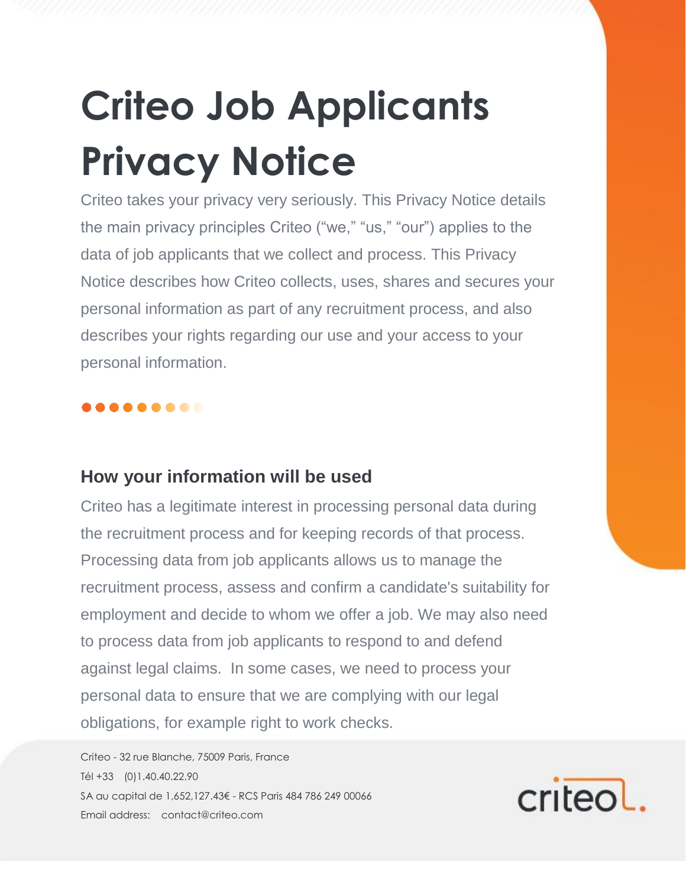# Criteo Job Applicants Privacy Notice

Criteo takes your privacy very seriously. This Privacy Notice details the main privacy principles Criteo ("we," "us," "our") applies to the data of job applicants that we collect and process. This Privacy Notice describes how Criteo collects, uses, shares and secures your personal information as part of any recruitment process, and also describes your rights regarding our use and your access to your personal information.

## How your information will be used

Criteo has a legitimate interest in processing personal data during the recruitment process and for keeping records of that process. Processing data from job applicants allows us to manage the recruitment process, assess and confirm a candidate's suitability for employment and decide to whom we offer a job. We may also need to process data from job applicants to respond to and defend against legal claims. In some cases, we need to process your personal data to ensure that we are complying with our legal obligations, for example right to work checks.

Criteo - 32 rue Blanche, 75009 Paris, France
Tél +33 (0)1.40.40.22.90
SA au capital de 1,652,127.43€ - RCS Paris 484 786 249 00066
Email address: contact@criteo.com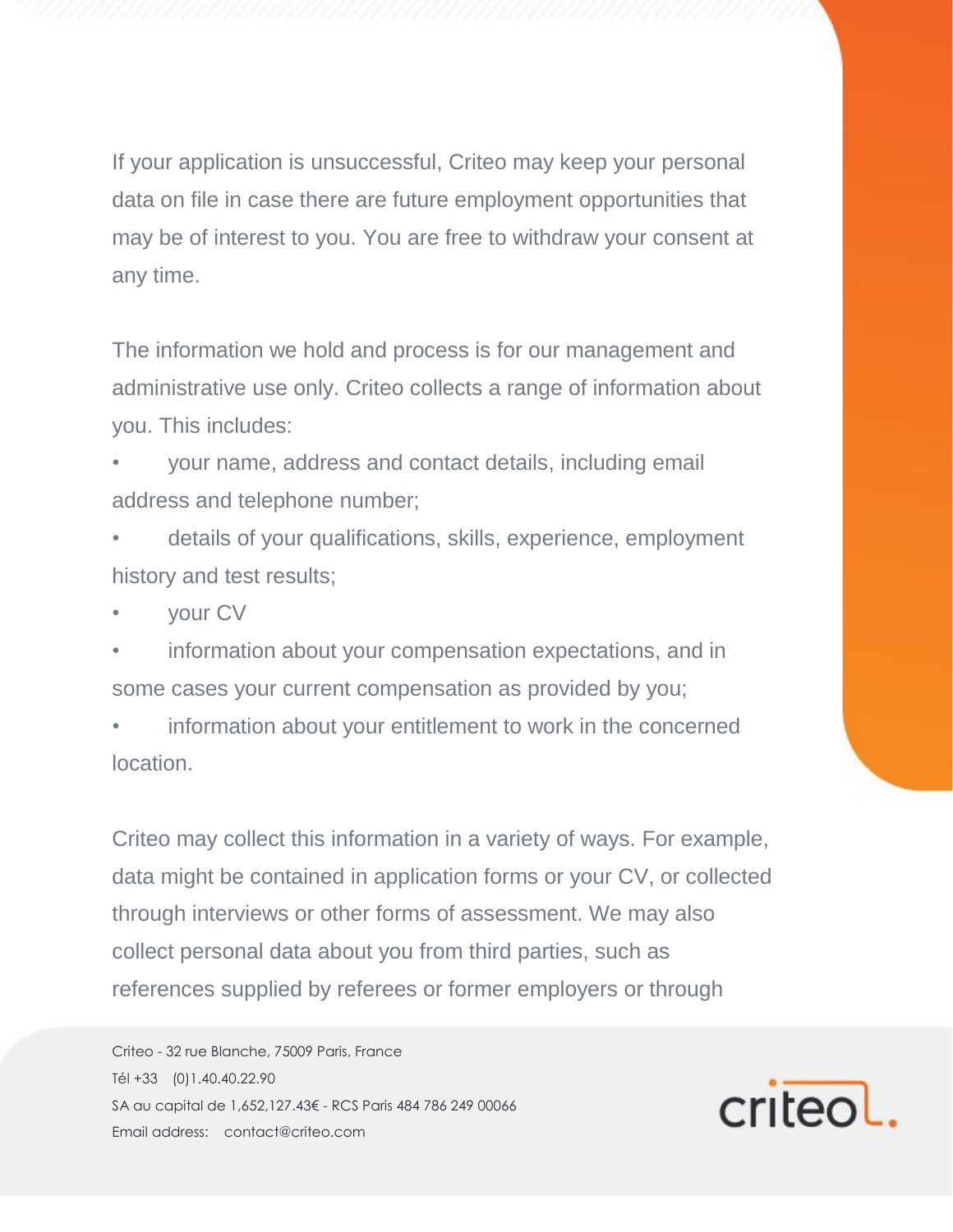If your application is unsuccessful, Criteo may keep your personal data on file in case there are future employment opportunities that may be of interest to you. You are free to withdraw your consent at any time.

The information we hold and process is for our management and administrative use only. Criteo collects a range of information about you. This includes:

- your name, address and contact details, including email address and telephone number;
- details of your qualifications, skills, experience, employment history and test results;
- your CV
- information about your compensation expectations, and in some cases your current compensation as provided by you;
- information about your entitlement to work in the concerned location.

Criteo may collect this information in a variety of ways. For example, data might be contained in application forms or your CV, or collected through interviews or other forms of assessment. We may also collect personal data about you from third parties, such as references supplied by referees or former employers or through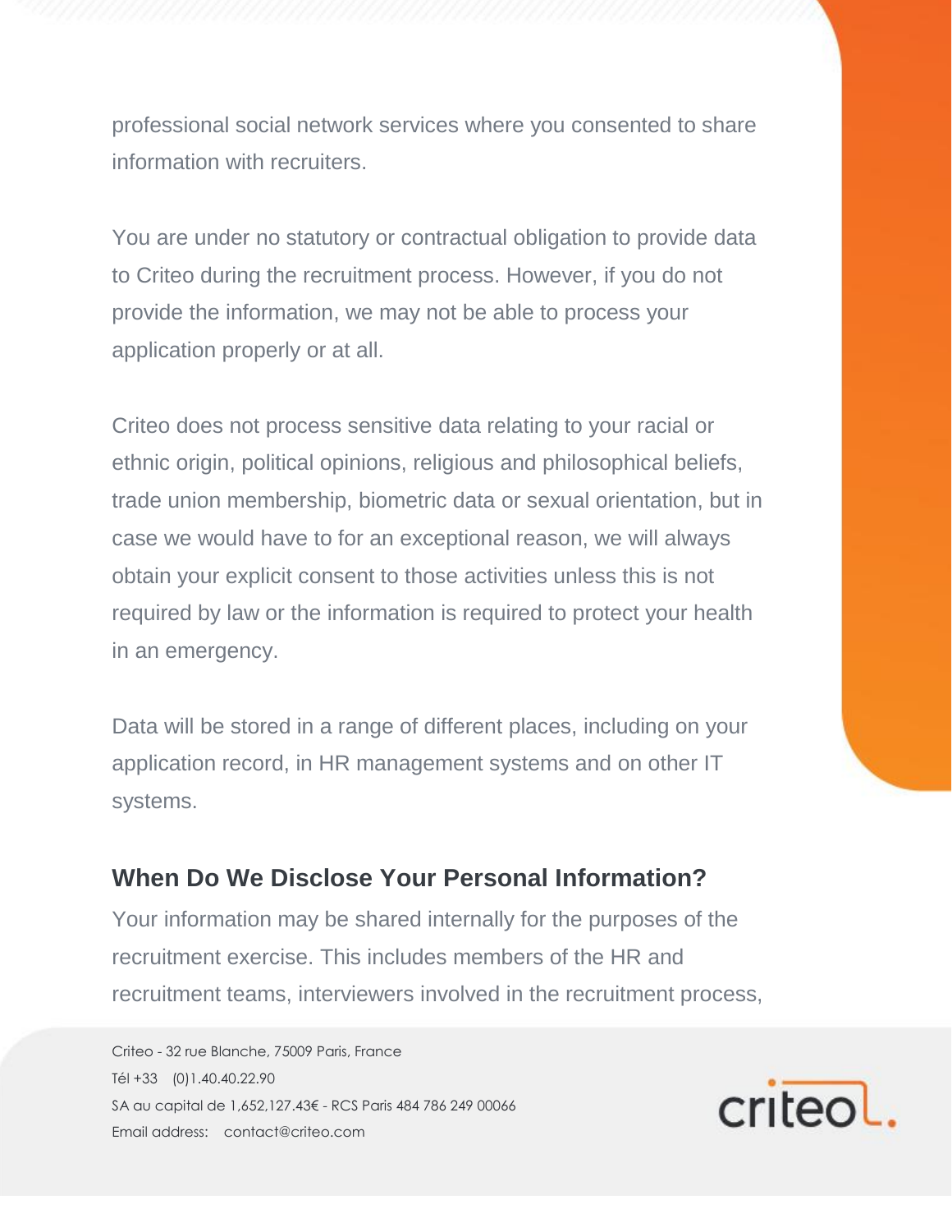professional social network services where you consented to share information with recruiters.

You are under no statutory or contractual obligation to provide data to Criteo during the recruitment process. However, if you do not provide the information, we may not be able to process your application properly or at all.

Criteo does not process sensitive data relating to your racial or ethnic origin, political opinions, religious and philosophical beliefs, trade union membership, biometric data or sexual orientation, but in case we would have to for an exceptional reason, we will always obtain your explicit consent to those activities unless this is not required by law or the information is required to protect your health in an emergency.

Data will be stored in a range of different places, including on your application record, in HR management systems and on other IT systems.

### When Do We Disclose Your Personal Information?

Your information may be shared internally for the purposes of the recruitment exercise. This includes members of the HR and recruitment teams, interviewers involved in the recruitment process,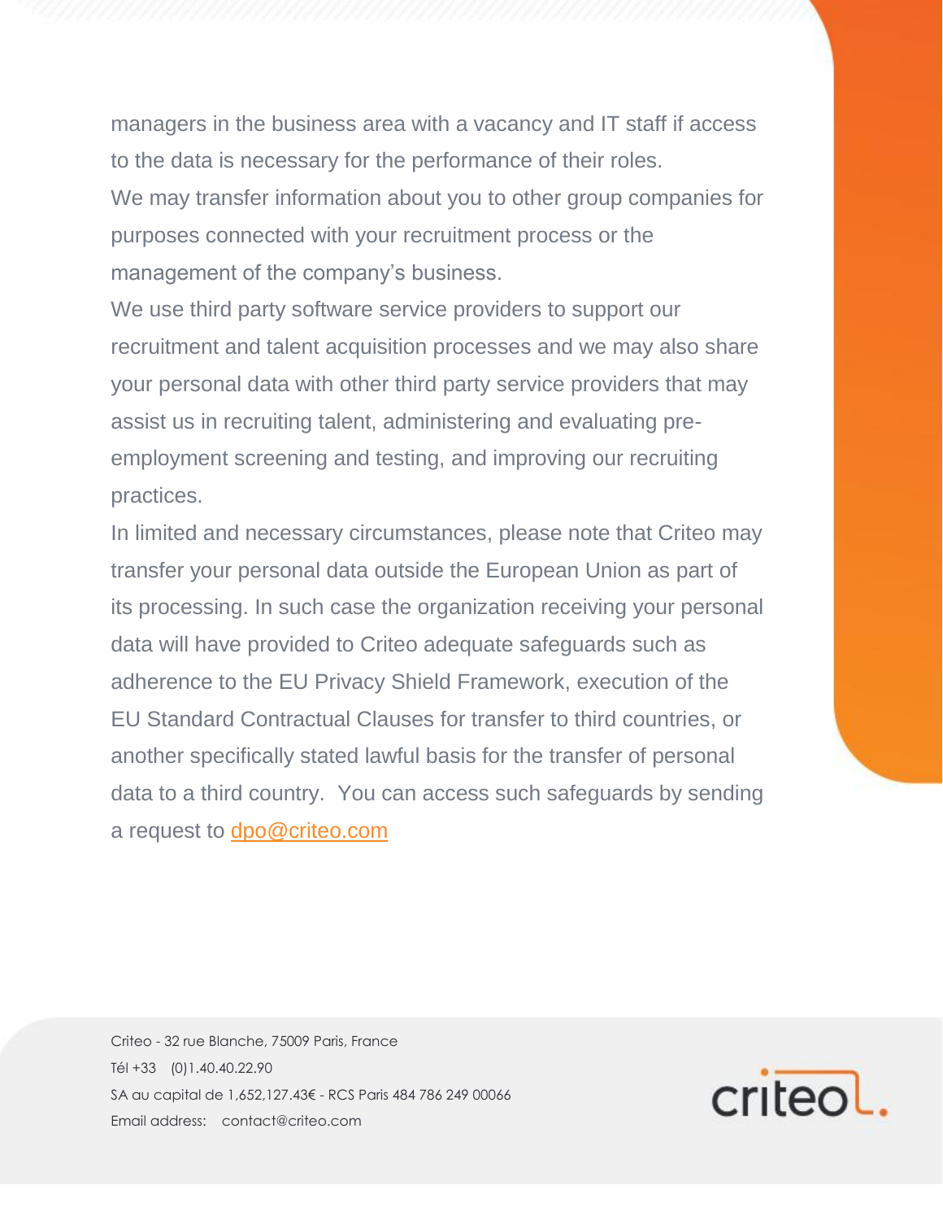managers in the business area with a vacancy and IT staff if access to the data is necessary for the performance of their roles.

We may transfer information about you to other group companies for purposes connected with your recruitment process or the management of the company's business.

We use third party software service providers to support our recruitment and talent acquisition processes and we may also share your personal data with other third party service providers that may assist us in recruiting talent, administering and evaluating pre-employment screening and testing, and improving our recruiting practices.

In limited and necessary circumstances, please note that Criteo may transfer your personal data outside the European Union as part of its processing. In such case the organization receiving your personal data will have provided to Criteo adequate safeguards such as adherence to the EU Privacy Shield Framework, execution of the EU Standard Contractual Clauses for transfer to third countries, or another specifically stated lawful basis for the transfer of personal data to a third country. You can access such safeguards by sending a request to dpo@criteo.com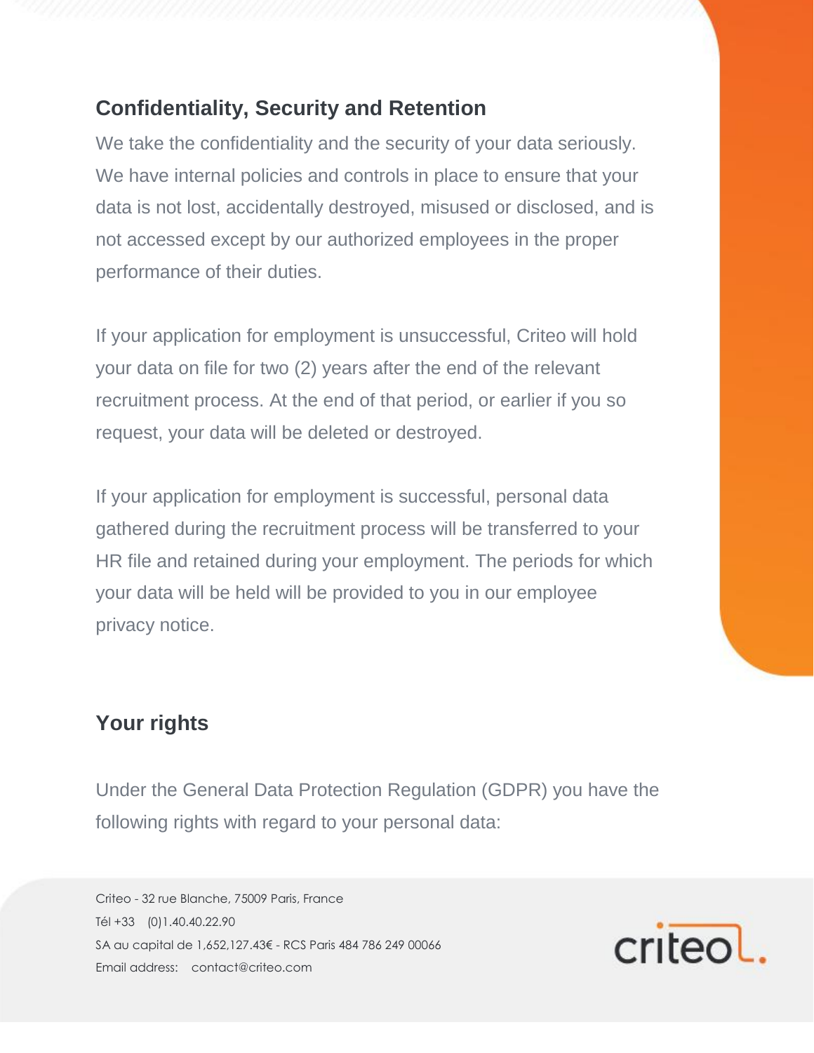## Confidentiality, Security and Retention

We take the confidentiality and the security of your data seriously. We have internal policies and controls in place to ensure that your data is not lost, accidentally destroyed, misused or disclosed, and is not accessed except by our authorized employees in the proper performance of their duties.

If your application for employment is unsuccessful, Criteo will hold your data on file for two (2) years after the end of the relevant recruitment process. At the end of that period, or earlier if you so request, your data will be deleted or destroyed.

If your application for employment is successful, personal data gathered during the recruitment process will be transferred to your HR file and retained during your employment. The periods for which your data will be held will be provided to you in our employee privacy notice.

## Your rights

Under the General Data Protection Regulation (GDPR) you have the following rights with regard to your personal data: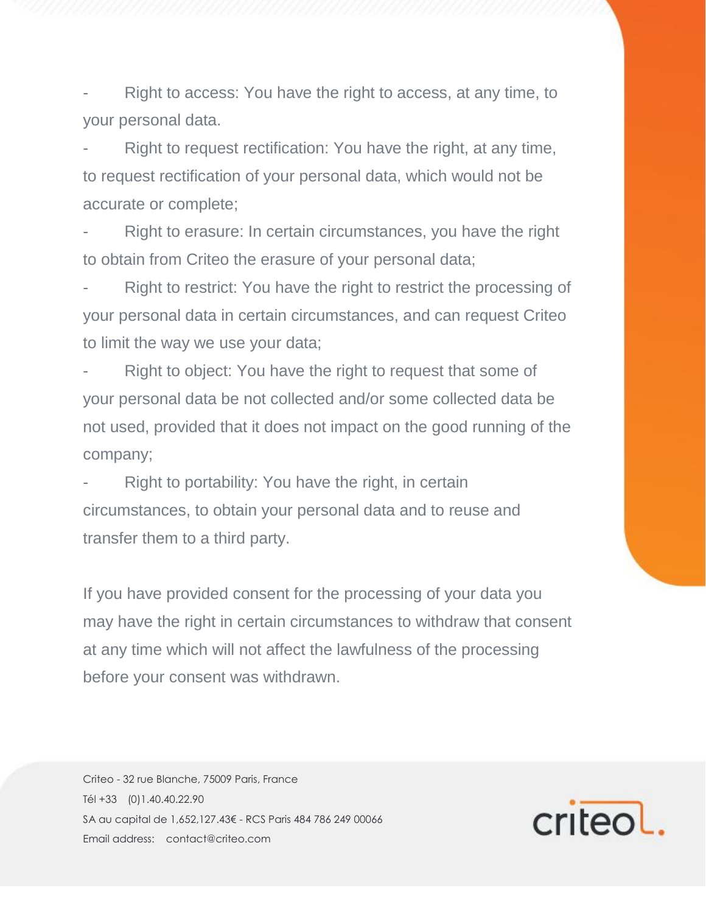- Right to access: You have the right to access, at any time, to your personal data.
- Right to request rectification: You have the right, at any time, to request rectification of your personal data, which would not be accurate or complete;
- Right to erasure: In certain circumstances, you have the right to obtain from Criteo the erasure of your personal data;
- Right to restrict: You have the right to restrict the processing of your personal data in certain circumstances, and can request Criteo to limit the way we use your data;
- Right to object: You have the right to request that some of your personal data be not collected and/or some collected data be not used, provided that it does not impact on the good running of the company;
- Right to portability: You have the right, in certain circumstances, to obtain your personal data and to reuse and transfer them to a third party.

If you have provided consent for the processing of your data you may have the right in certain circumstances to withdraw that consent at any time which will not affect the lawfulness of the processing before your consent was withdrawn.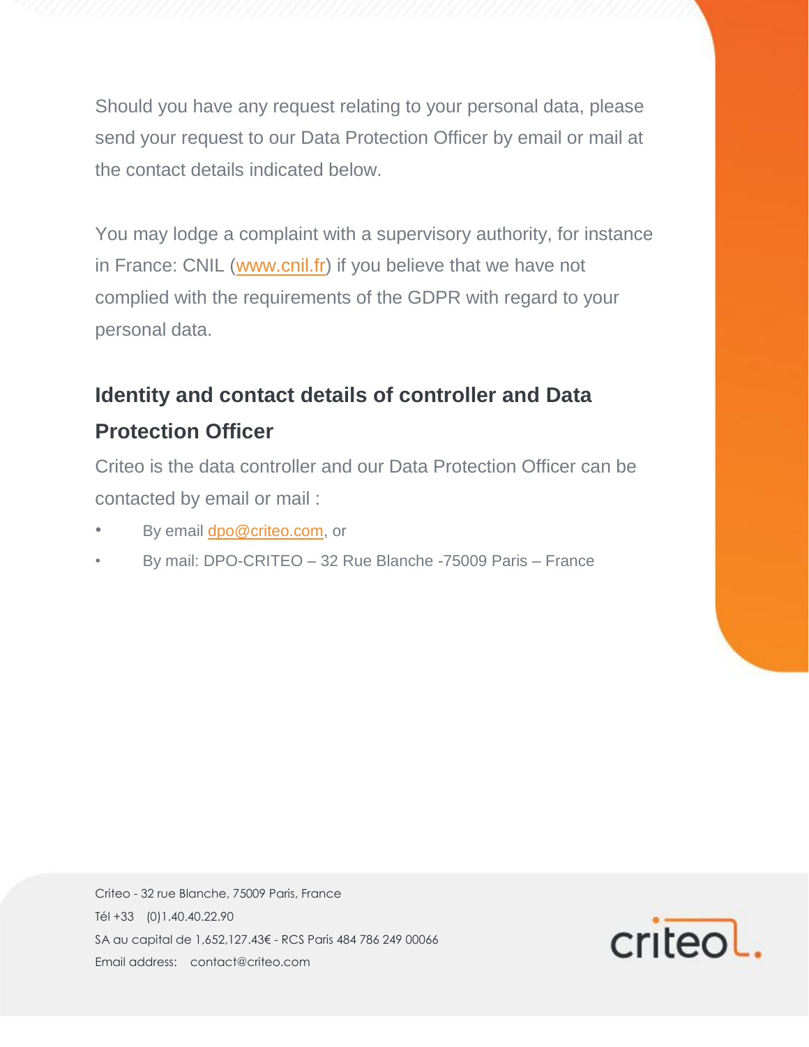Should you have any request relating to your personal data, please send your request to our Data Protection Officer by email or mail at the contact details indicated below.

You may lodge a complaint with a supervisory authority, for instance in France: CNIL (www.cnil.fr) if you believe that we have not complied with the requirements of the GDPR with regard to your personal data.

## Identity and contact details of controller and Data Protection Officer

Criteo is the data controller and our Data Protection Officer can be contacted by email or mail :

- By email dpo@criteo.com, or
- By mail: DPO-CRITEO – 32 Rue Blanche -75009 Paris – France